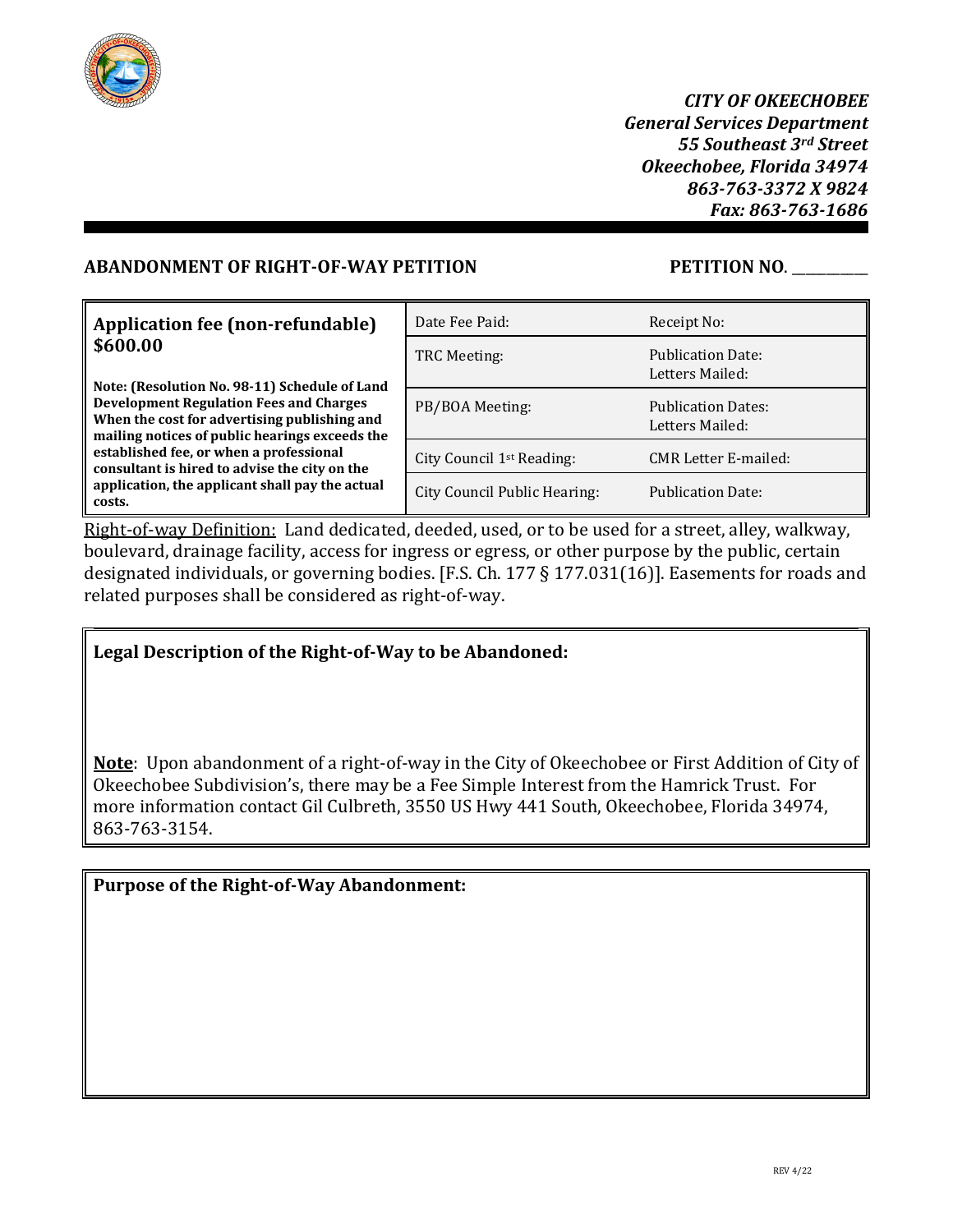*CITY OF OKEECHOBEE*
*General Services Department*
*55 Southeast 3rd Street*
*Okeechobee, Florida 34974*
*863-763-3372 X 9824*
*Fax: 863-763-1686*

## ABANDONMENT OF RIGHT-OF-WAY PETITION

**PETITION NO**. __________

| **Application fee (non-refundable) $600.00** | Date Fee Paid: | Receipt No: |
|---|---|---|
| **Note: (Resolution No. 98-11) Schedule of Land Development Regulation Fees and Charges When the cost for advertising publishing and mailing notices of public hearings exceeds the established fee, or when a professional consultant is hired to advise the city on the application, the applicant shall pay the actual costs.** | TRC Meeting: | Publication Date: Letters Mailed: |
| | PB/BOA Meeting: | Publication Dates: Letters Mailed: |
| | City Council 1st Reading: | CMR Letter E-mailed: |
| | City Council Public Hearing: | Publication Date: |

Right-of-way Definition: Land dedicated, deeded, used, or to be used for a street, alley, walkway, boulevard, drainage facility, access for ingress or egress, or other purpose by the public, certain designated individuals, or governing bodies. [F.S. Ch. 177 § 177.031(16)]. Easements for roads and related purposes shall be considered as right-of-way.

**Legal Description of the Right-of-Way to be Abandoned:**

**Note**: Upon abandonment of a right-of-way in the City of Okeechobee or First Addition of City of Okeechobee Subdivision's, there may be a Fee Simple Interest from the Hamrick Trust. For more information contact Gil Culbreth, 3550 US Hwy 441 South, Okeechobee, Florida 34974, 863-763-3154.

**Purpose of the Right-of-Way Abandonment:**

REV 4/22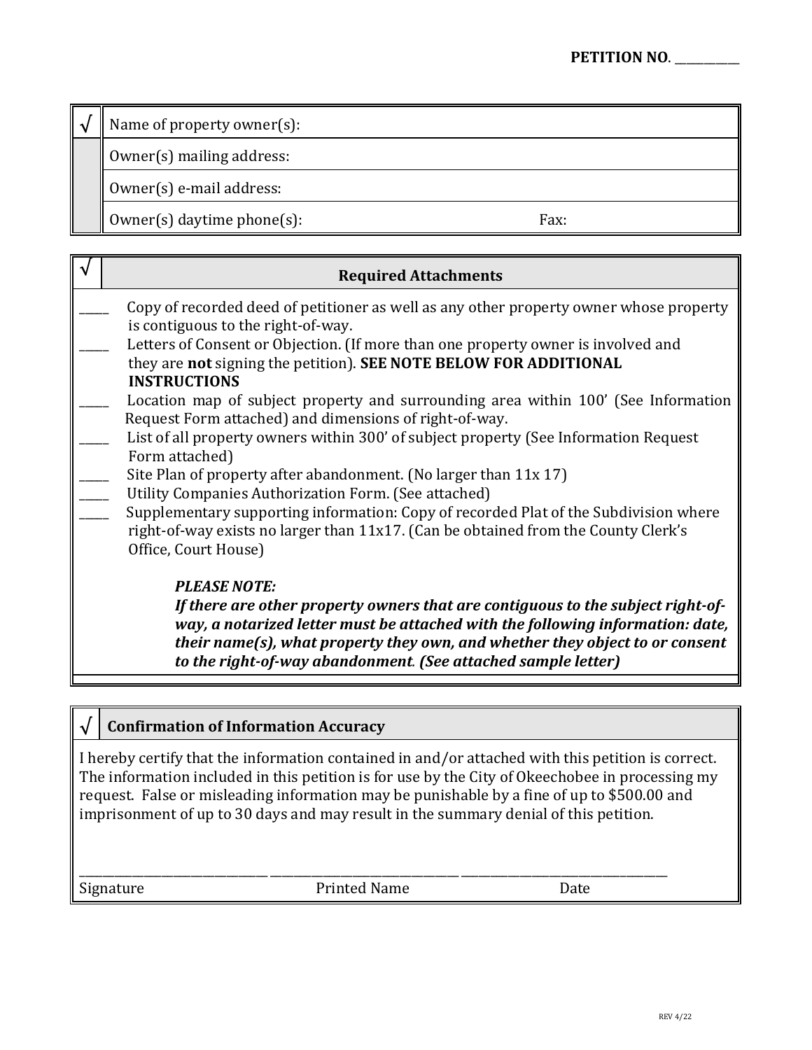**PETITION NO.** ___________

| √ | Name of property owner(s): | |
|---|---|---|
| | Owner(s) mailing address: | |
| | Owner(s) e-mail address: | |
| | Owner(s) daytime phone(s): | Fax: |

| √ | **Required Attachments** |
|---|---|

_____ Copy of recorded deed of petitioner as well as any other property owner whose property is contiguous to the right-of-way.

_____ Letters of Consent or Objection. (If more than one property owner is involved and they are **not** signing the petition). **SEE NOTE BELOW FOR ADDITIONAL INSTRUCTIONS**

_____ Location map of subject property and surrounding area within 100' (See Information Request Form attached) and dimensions of right-of-way.

_____ List of all property owners within 300' of subject property (See Information Request Form attached)

_____ Site Plan of property after abandonment. (No larger than 11x 17)

_____ Utility Companies Authorization Form. (See attached)

_____ Supplementary supporting information: Copy of recorded Plat of the Subdivision where right-of-way exists no larger than 11x17. (Can be obtained from the County Clerk's Office, Court House)

***PLEASE NOTE:***
***If there are other property owners that are contiguous to the subject right-of-way, a notarized letter must be attached with the following information: date, their name(s), what property they own, and whether they object to or consent to the right-of-way abandonment. (See attached sample letter)***

| √ | **Confirmation of Information Accuracy** |
|---|---|

I hereby certify that the information contained in and/or attached with this petition is correct. The information included in this petition is for use by the City of Okeechobee in processing my request. False or misleading information may be punishable by a fine of up to $500.00 and imprisonment of up to 30 days and may result in the summary denial of this petition.

| _____________________ | _____________________ | _____________________ |
|---|---|---|
| Signature | Printed Name | Date |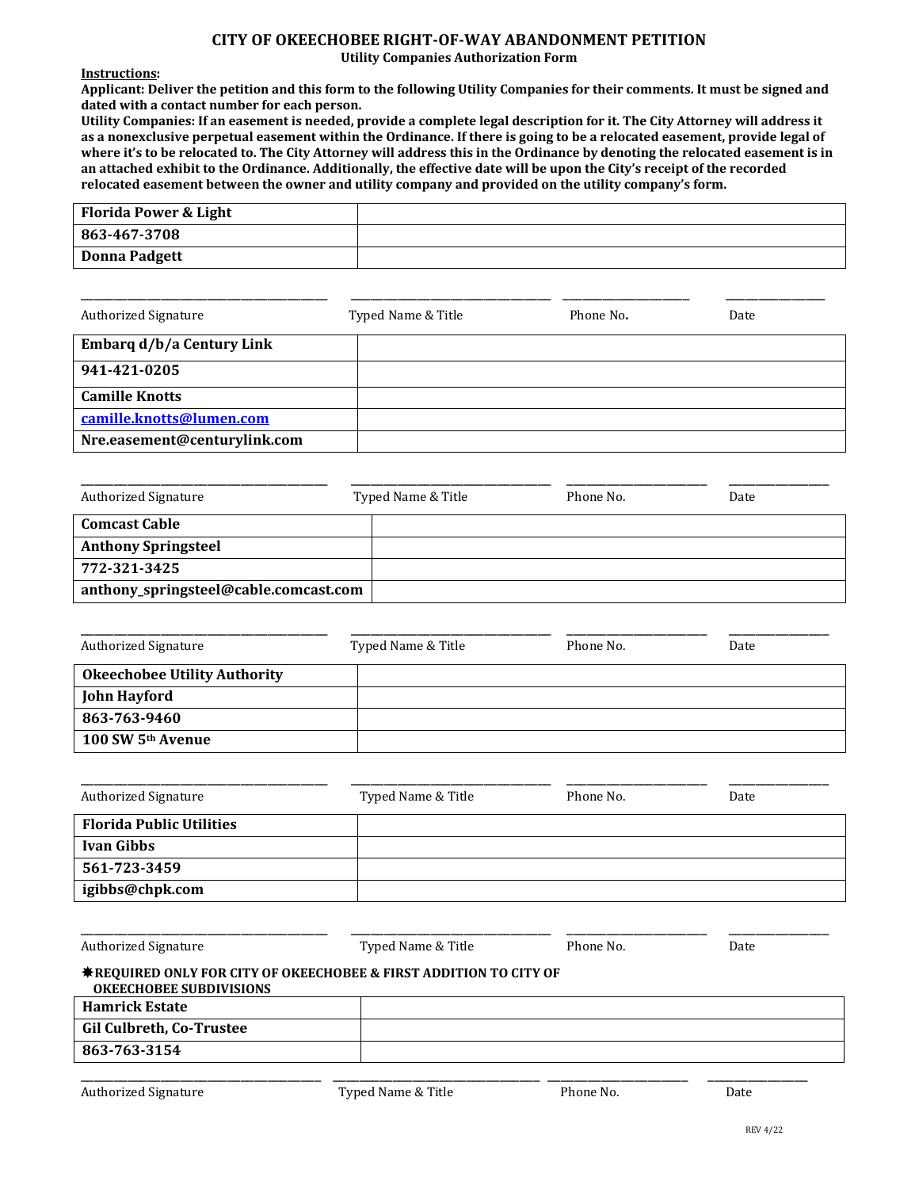## CITY OF OKEECHOBEE RIGHT-OF-WAY ABANDONMENT PETITION

**Utility Companies Authorization Form**

**Instructions:**

**Applicant: Deliver the petition and this form to the following Utility Companies for their comments. It must be signed and dated with a contact number for each person.**

**Utility Companies: If an easement is needed, provide a complete legal description for it. The City Attorney will address it as a nonexclusive perpetual easement within the Ordinance. If there is going to be a relocated easement, provide legal of where it's to be relocated to. The City Attorney will address this in the Ordinance by denoting the relocated easement is in an attached exhibit to the Ordinance. Additionally, the effective date will be upon the City's receipt of the recorded relocated easement between the owner and utility company and provided on the utility company's form.**

| **Florida Power & Light** | |
|---|---|
| **863-467-3708** | |
| **Donna Padgett** | |

| ______________________ | ______________________ | ______________ | ____________ |
|---|---|---|---|
| Authorized Signature | Typed Name & Title | Phone No. | Date |

| **Embarq d/b/a Century Link** | |
|---|---|
| **941-421-0205** | |
| **Camille Knotts** | |
| **camille.knotts@lumen.com** | |
| **Nre.easement@centurylink.com** | |

| ______________________ | ______________________ | ______________ | ____________ |
|---|---|---|---|
| Authorized Signature | Typed Name & Title | Phone No. | Date |

| **Comcast Cable** | |
|---|---|
| **Anthony Springsteel** | |
| **772-321-3425** | |
| **anthony_springsteel@cable.comcast.com** | |

| ______________________ | ______________________ | ______________ | ____________ |
|---|---|---|---|
| Authorized Signature | Typed Name & Title | Phone No. | Date |

| **Okeechobee Utility Authority** | |
|---|---|
| **John Hayford** | |
| **863-763-9460** | |
| **100 SW 5th Avenue** | |

| ______________________ | ______________________ | ______________ | ____________ |
|---|---|---|---|
| Authorized Signature | Typed Name & Title | Phone No. | Date |

| **Florida Public Utilities** | |
|---|---|
| **Ivan Gibbs** | |
| **561-723-3459** | |
| **igibbs@chpk.com** | |

| ______________________ | ______________________ | ______________ | ____________ |
|---|---|---|---|
| Authorized Signature | Typed Name & Title | Phone No. | Date |

**✸REQUIRED ONLY FOR CITY OF OKEECHOBEE & FIRST ADDITION TO CITY OF OKEECHOBEE SUBDIVISIONS**

| **Hamrick Estate** | |
|---|---|
| **Gil Culbreth, Co-Trustee** | |
| **863-763-3154** | |

| ______________________ | ______________________ | ______________ | ____________ |
|---|---|---|---|
| Authorized Signature | Typed Name & Title | Phone No. | Date |

REV 4/22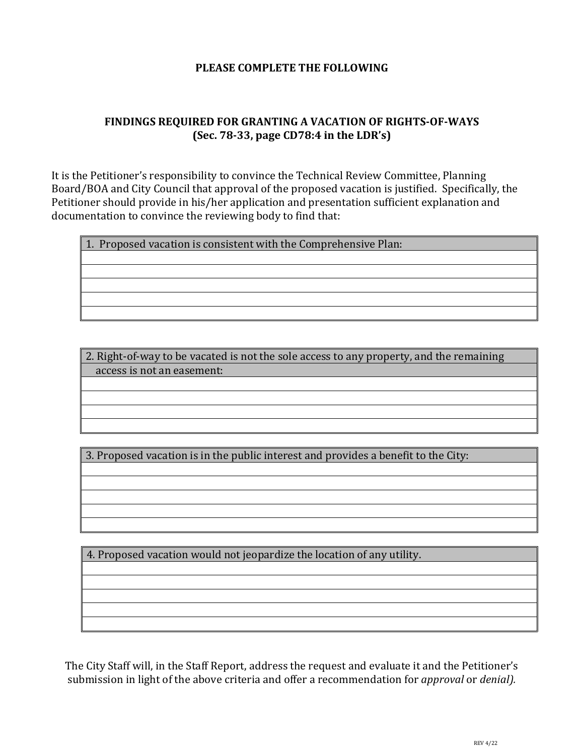**PLEASE COMPLETE THE FOLLOWING**

**FINDINGS REQUIRED FOR GRANTING A VACATION OF RIGHTS-OF-WAYS (Sec. 78-33, page CD78:4 in the LDR's)**

It is the Petitioner's responsibility to convince the Technical Review Committee, Planning Board/BOA and City Council that approval of the proposed vacation is justified. Specifically, the Petitioner should provide in his/her application and presentation sufficient explanation and documentation to convince the reviewing body to find that:

| 1. Proposed vacation is consistent with the Comprehensive Plan: |
|---|
| |
| |
| |
| |
| |

| 2. Right-of-way to be vacated is not the sole access to any property, and the remaining access is not an easement: |
|---|
| |
| |
| |
| |

| 3. Proposed vacation is in the public interest and provides a benefit to the City: |
|---|
| |
| |
| |
| |
| |

| 4. Proposed vacation would not jeopardize the location of any utility. |
|---|
| |
| |
| |
| |
| |

The City Staff will, in the Staff Report, address the request and evaluate it and the Petitioner's submission in light of the above criteria and offer a recommendation for *approval* or *denial).*

REV 4/22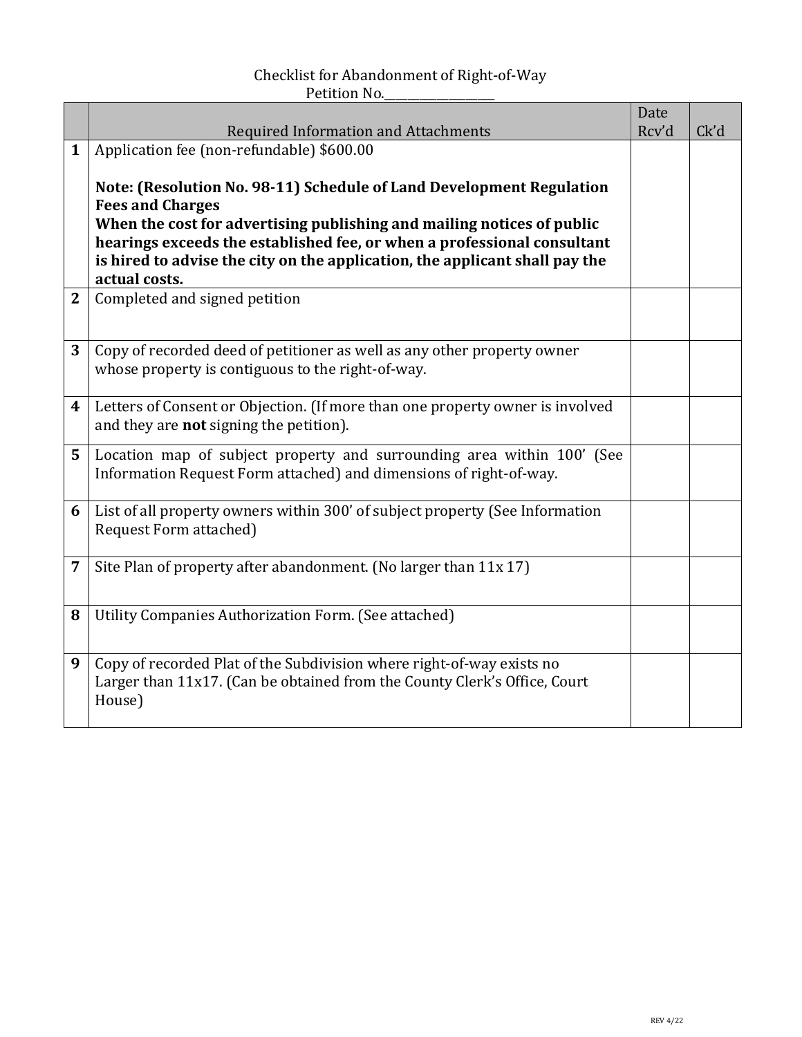# Checklist for Abandonment of Right-of-Way

Petition No.___________________

| | Required Information and Attachments | Date Rcv'd | Ck'd |
|---|---|---|---|
| **1** | Application fee (non-refundable) $600.00<br><br>**Note: (Resolution No. 98-11) Schedule of Land Development Regulation Fees and Charges**<br>**When the cost for advertising publishing and mailing notices of public hearings exceeds the established fee, or when a professional consultant is hired to advise the city on the application, the applicant shall pay the actual costs.** | | |
| **2** | Completed and signed petition | | |
| **3** | Copy of recorded deed of petitioner as well as any other property owner whose property is contiguous to the right-of-way. | | |
| **4** | Letters of Consent or Objection. (If more than one property owner is involved and they are **not** signing the petition). | | |
| **5** | Location map of subject property and surrounding area within 100' (See Information Request Form attached) and dimensions of right-of-way. | | |
| **6** | List of all property owners within 300' of subject property (See Information Request Form attached) | | |
| **7** | Site Plan of property after abandonment. (No larger than 11x 17) | | |
| **8** | Utility Companies Authorization Form. (See attached) | | |
| **9** | Copy of recorded Plat of the Subdivision where right-of-way exists no Larger than 11x17. (Can be obtained from the County Clerk's Office, Court House) | | |

REV 4/22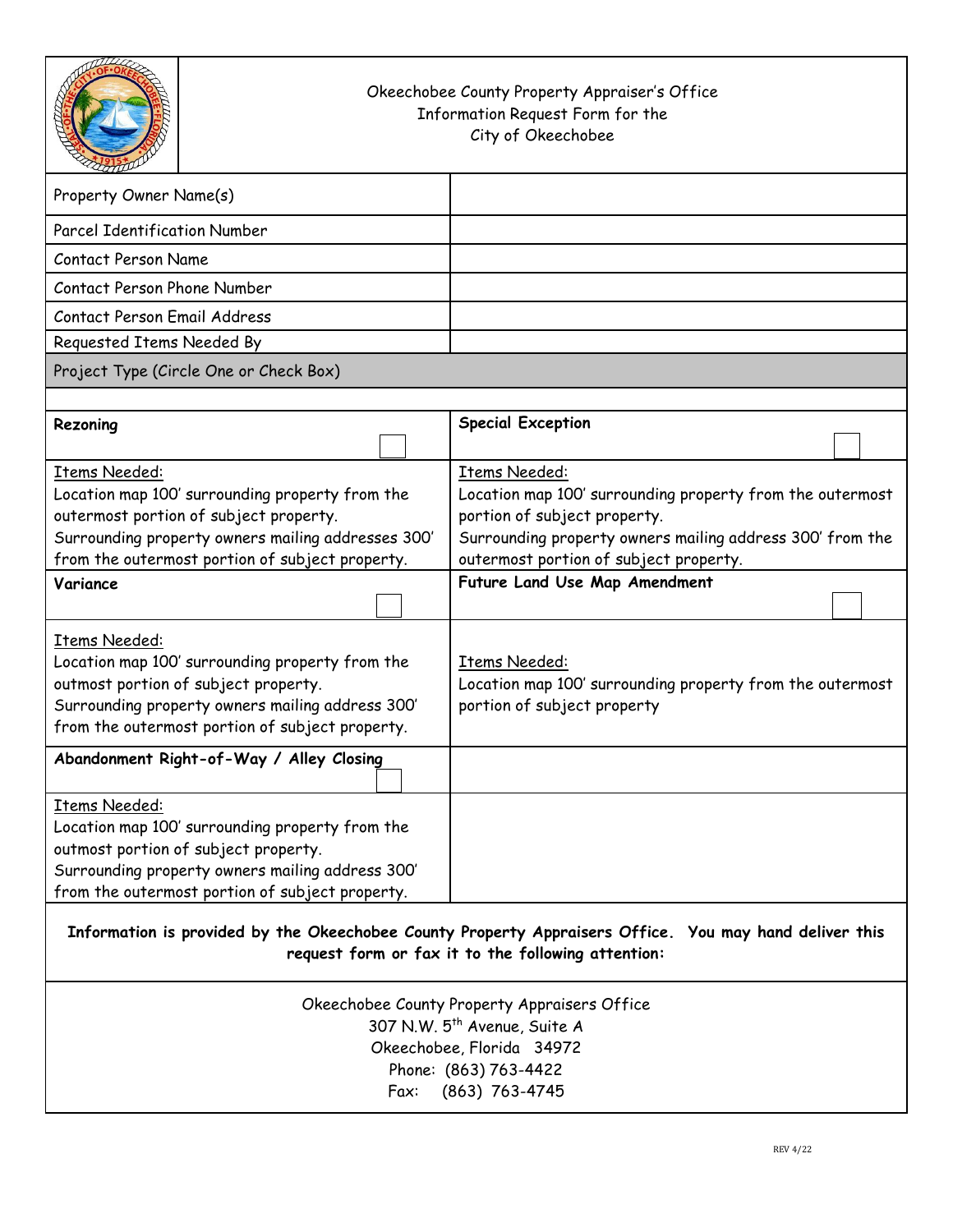Okeechobee County Property Appraiser's Office
Information Request Form for the
City of Okeechobee

| Field | Value |
|---|---|
| Property Owner Name(s) | |
| Parcel Identification Number | |
| Contact Person Name | |
| Contact Person Phone Number | |
| Contact Person Email Address | |
| Requested Items Needed By | |

**Project Type (Circle One or Check Box)**

| | |
|---|---|
| **Rezoning** ☐ | **Special Exception** ☐ |
| Items Needed:<br>Location map 100' surrounding property from the outermost portion of subject property.<br>Surrounding property owners mailing addresses 300' from the outermost portion of subject property. | Items Needed:<br>Location map 100' surrounding property from the outermost portion of subject property.<br>Surrounding property owners mailing address 300' from the outermost portion of subject property. |
| **Variance** ☐ | **Future Land Use Map Amendment** ☐ |
| Items Needed:<br>Location map 100' surrounding property from the outmost portion of subject property.<br>Surrounding property owners mailing address 300' from the outermost portion of subject property. | Items Needed:<br>Location map 100' surrounding property from the outermost portion of subject property |
| **Abandonment Right-of-Way / Alley Closing** ☐ | |
| Items Needed:<br>Location map 100' surrounding property from the outmost portion of subject property.<br>Surrounding property owners mailing address 300' from the outermost portion of subject property. | |

**Information is provided by the Okeechobee County Property Appraisers Office. You may hand deliver this request form or fax it to the following attention:**

Okeechobee County Property Appraisers Office
307 N.W. 5th Avenue, Suite A
Okeechobee, Florida 34972
Phone: (863) 763-4422
Fax: (863) 763-4745

REV 4/22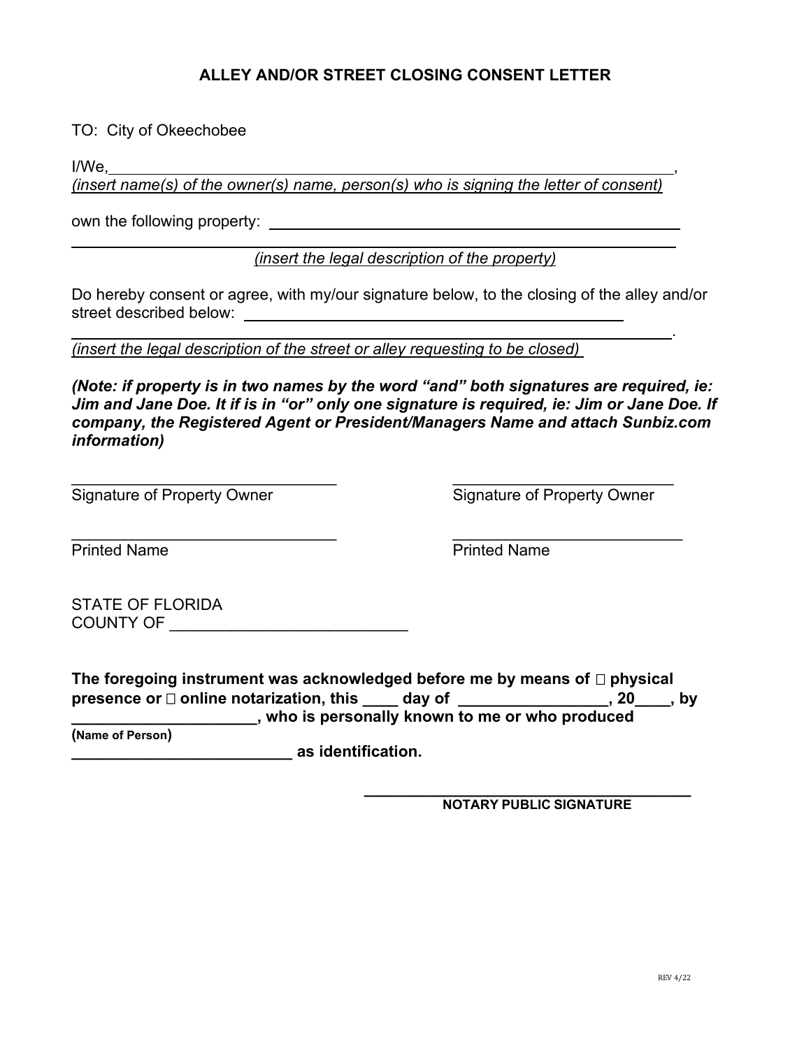# ALLEY AND/OR STREET CLOSING CONSENT LETTER

TO: City of Okeechobee

I/We, ______________________________________________________________________,
*(insert name(s) of the owner(s) name, person(s) who is signing the letter of consent)*

own the following property: ______________________________________________
__________________________________________________________________________
*(insert the legal description of the property)*

Do hereby consent or agree, with my/our signature below, to the closing of the alley and/or street described below: ____________________________________________
__________________________________________________________________________.
*(insert the legal description of the street or alley requesting to be closed)*

***(Note: if property is in two names by the word "and" both signatures are required, ie: Jim and Jane Doe. It if is in "or" only one signature is required, ie: Jim or Jane Doe. If company, the Registered Agent or President/Managers Name and attach Sunbiz.com information)***

_______________________________ _______________________________
Signature of Property Owner Signature of Property Owner

_______________________________ _______________________________
Printed Name Printed Name

STATE OF FLORIDA
COUNTY OF ___________________________

**The foregoing instrument was acknowledged before me by means of ☐ physical presence or ☐ online notarization, this ____ day of _________________, 20____, by _____________________, who is personally known to me or who produced**
**(Name of Person)**
**__________________________ as identification.**

_______________________________________
**NOTARY PUBLIC SIGNATURE**

REV 4/22